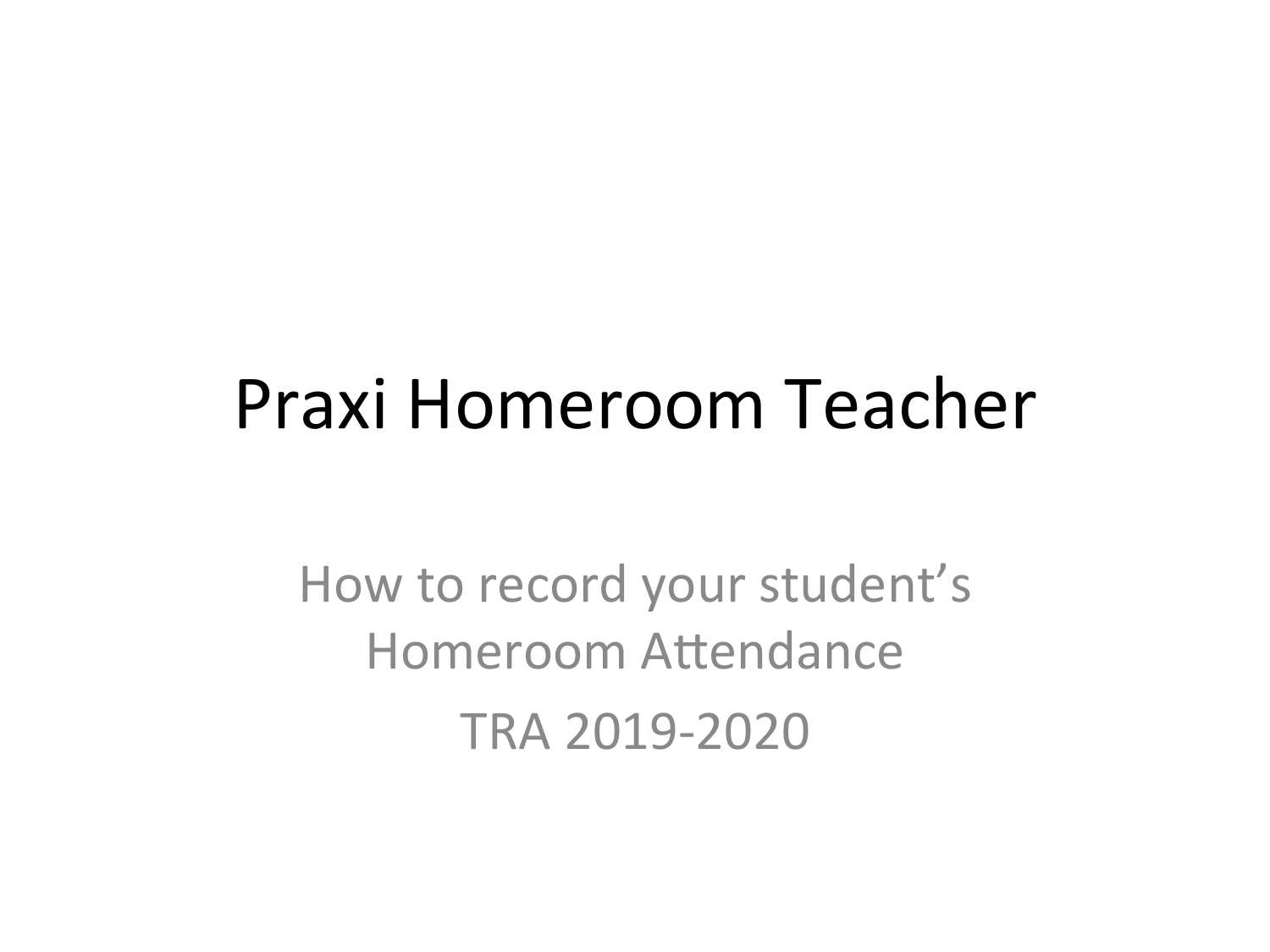# Praxi Homeroom Teacher

How to record your student's Homeroom Attendance

TRA 2019-2020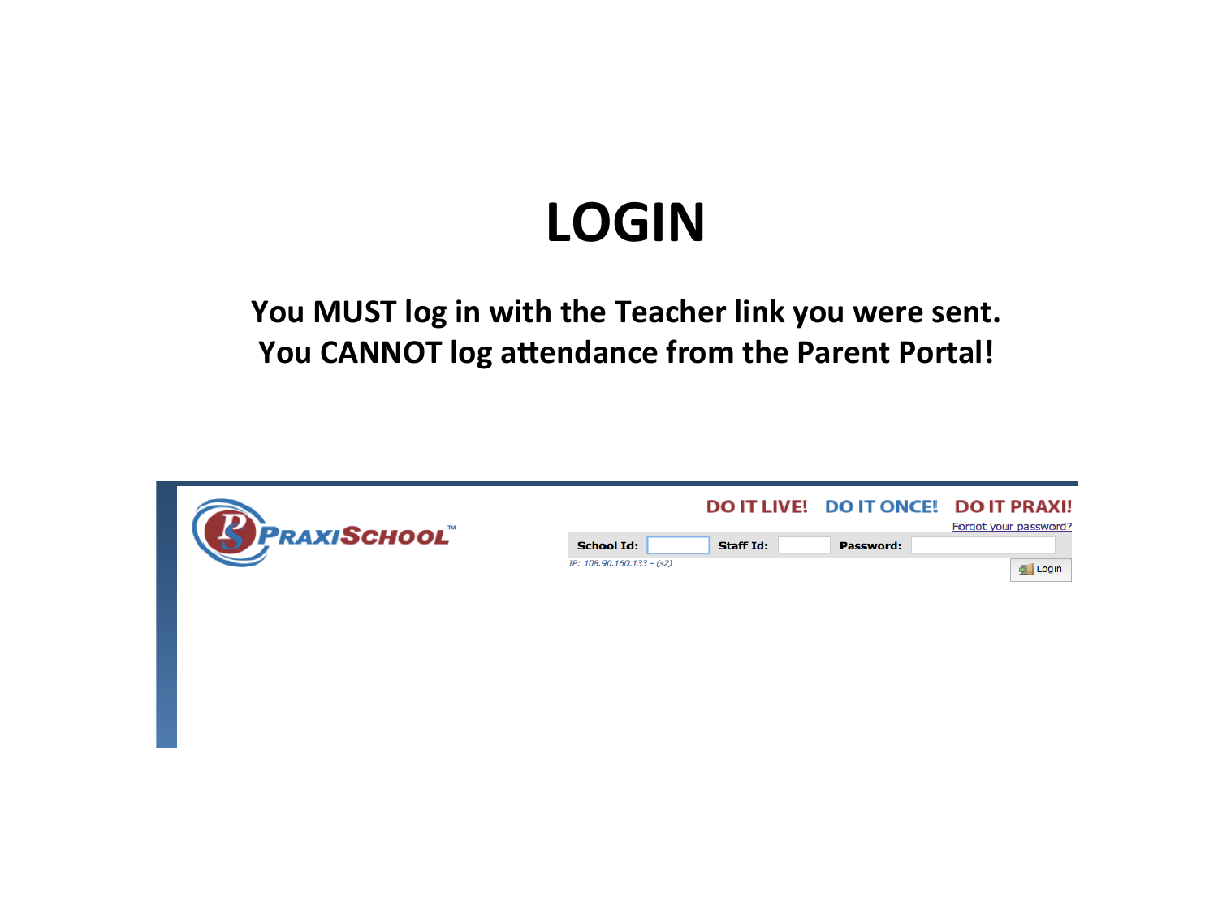# LOGIN

**You MUST log in with the Teacher link you were sent.**
**You CANNOT log attendance from the Parent Portal!**

PRAXISCHOOL™

DO IT LIVE! DO IT ONCE! DO IT PRAXI!

Forgot your password?

School Id: Staff Id: Password:

IP: 108.90.160.133 - (s2)

Login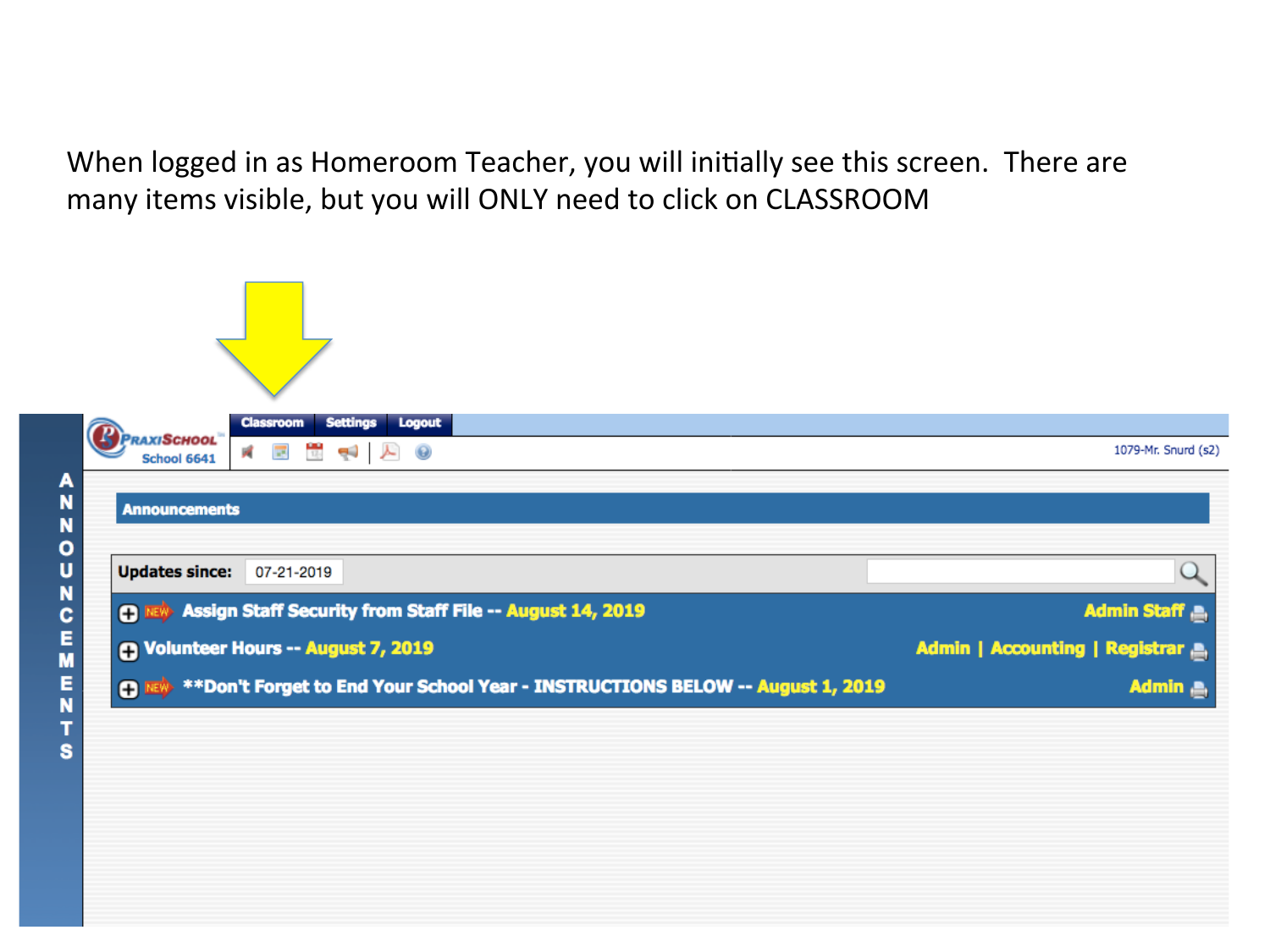When logged in as Homeroom Teacher, you will initially see this screen. There are many items visible, but you will ONLY need to click on CLASSROOM

Classroom | Settings | Logout

PraxiSchool School 6641

1079-Mr. Snurd (s2)

ANNOUNCEMENTS

**Announcements**

**Updates since:** 07-21-2019

- NEW **Assign Staff Security from Staff File -- August 14, 2019** — Admin Staff
- **Volunteer Hours -- August 7, 2019** — Admin | Accounting | Registrar
- NEW **\*\*Don't Forget to End Your School Year - INSTRUCTIONS BELOW -- August 1, 2019** — Admin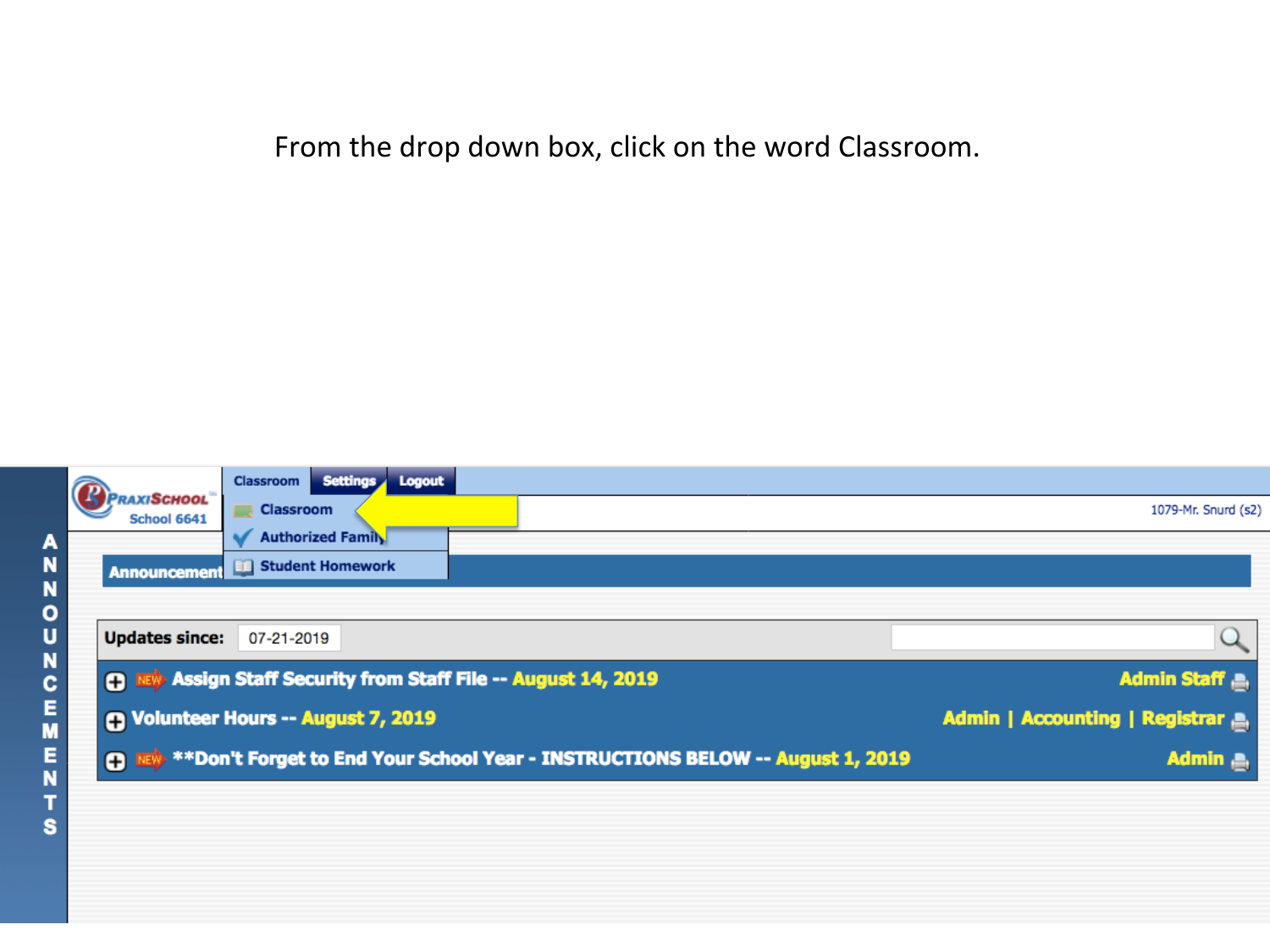From the drop down box, click on the word Classroom.

Classroom | Settings | Logout

Classroom

Authorized Family

Student Homework

PraxiSchool School 6641

1079-Mr. Snurd (s2)

ANNOUNCEMENTS

Announcements

Updates since: 07-21-2019

- NEW Assign Staff Security from Staff File -- August 14, 2019 — Admin Staff
- Volunteer Hours -- August 7, 2019 — Admin | Accounting | Registrar
- NEW **Don't Forget to End Your School Year - INSTRUCTIONS BELOW -- August 1, 2019 — Admin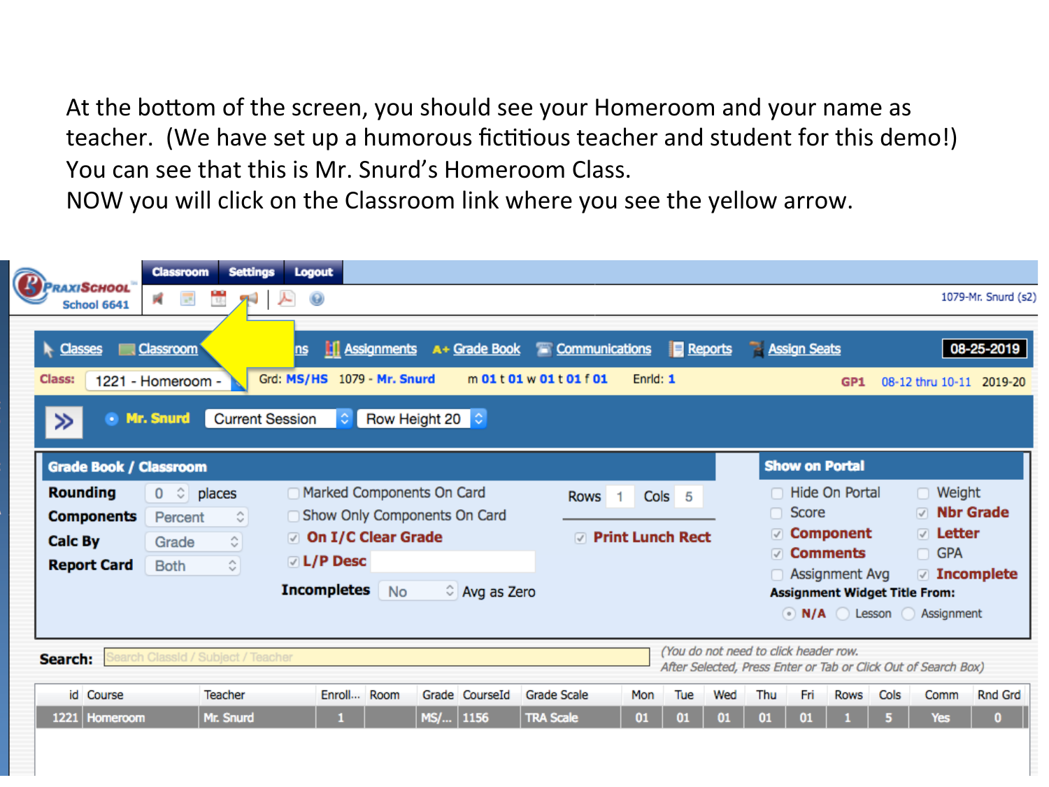At the bottom of the screen, you should see your Homeroom and your name as teacher. (We have set up a humorous fictitious teacher and student for this demo!) You can see that this is Mr. Snurd's Homeroom Class.

NOW you will click on the Classroom link where you see the yellow arrow.

Classroom | Settings | Logout

PraxiSchool School 6641

1079-Mr. Snurd (s2)

Classes | Classroom | ns | Assignments | A+ Grade Book | Communications | Reports | Assign Seats | 08-25-2019

Class: 1221 - Homeroom - | Grd: MS/HS 1079 - Mr. Snurd | m 01 t 01 w 01 t 01 f 01 | Enrld: 1 | GP1 08-12 thru 10-11 2019-20

Mr. Snurd | Current Session | Row Height 20

**Grade Book / Classroom**

- Rounding: 0 places
- Components: Percent
- Calc By: Grade
- Report Card: Both
- Marked Components On Card
- Show Only Components On Card
- On I/C Clear Grade
- L/P Desc
- Incompletes: No — Avg as Zero
- Rows: 1 Cols: 5
- Print Lunch Rect

**Show on Portal**

- Hide On Portal
- Weight
- Score
- Nbr Grade
- Component
- Letter
- Comments
- GPA
- Assignment Avg
- Incomplete

Assignment Widget Title From: N/A | Lesson | Assignment

Search: Search ClassId / Subject / Teacher

(You do not need to click header row. After Selected, Press Enter or Tab or Click Out of Search Box)

| id | Course | Teacher | Enroll... | Room | Grade | CourseId | Grade Scale | Mon | Tue | Wed | Thu | Fri | Rows | Cols | Comm | Rnd Grd |
|---|---|---|---|---|---|---|---|---|---|---|---|---|---|---|---|---|
| 1221 | Homeroom | Mr. Snurd | 1 | | MS/... | 1156 | TRA Scale | 01 | 01 | 01 | 01 | 01 | 1 | 5 | Yes | 0 |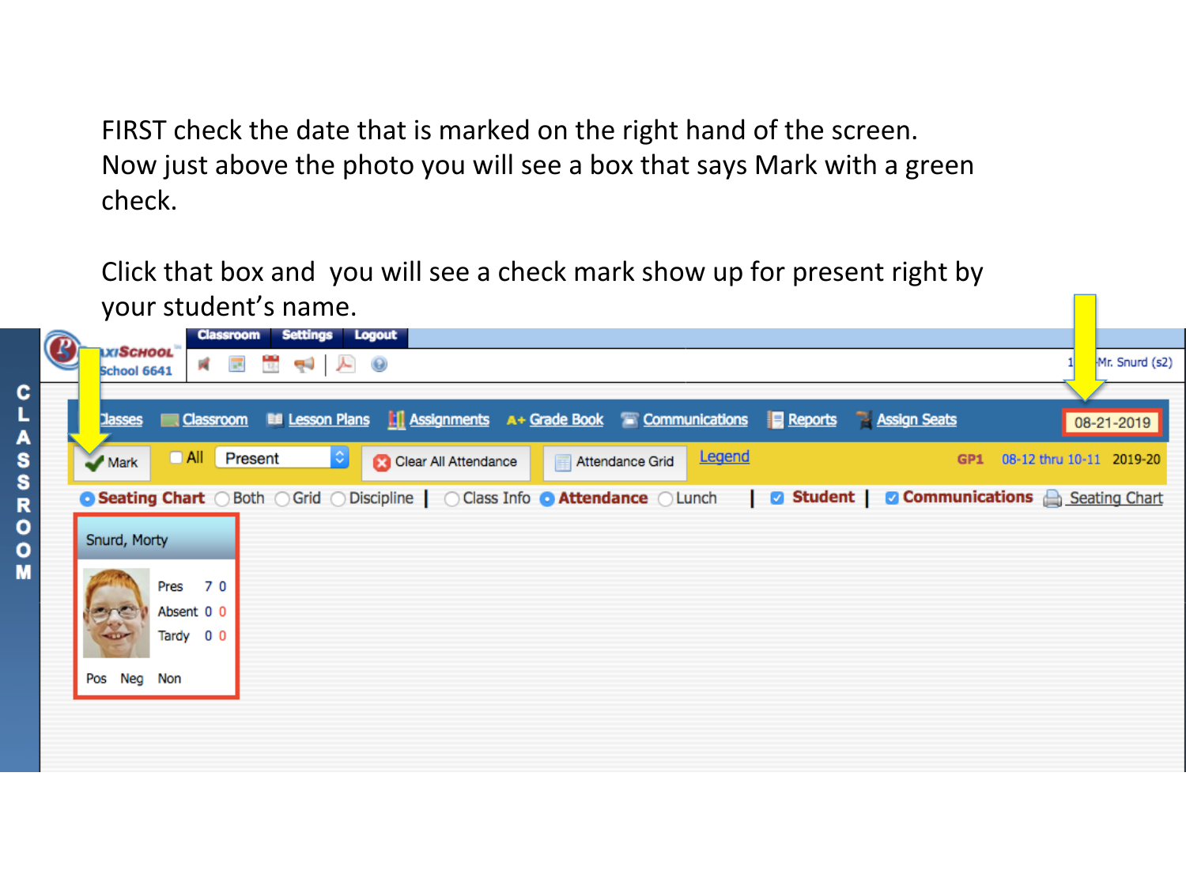FIRST check the date that is marked on the right hand of the screen. Now just above the photo you will see a box that says Mark with a green check.

Click that box and you will see a check mark show up for present right by your student's name.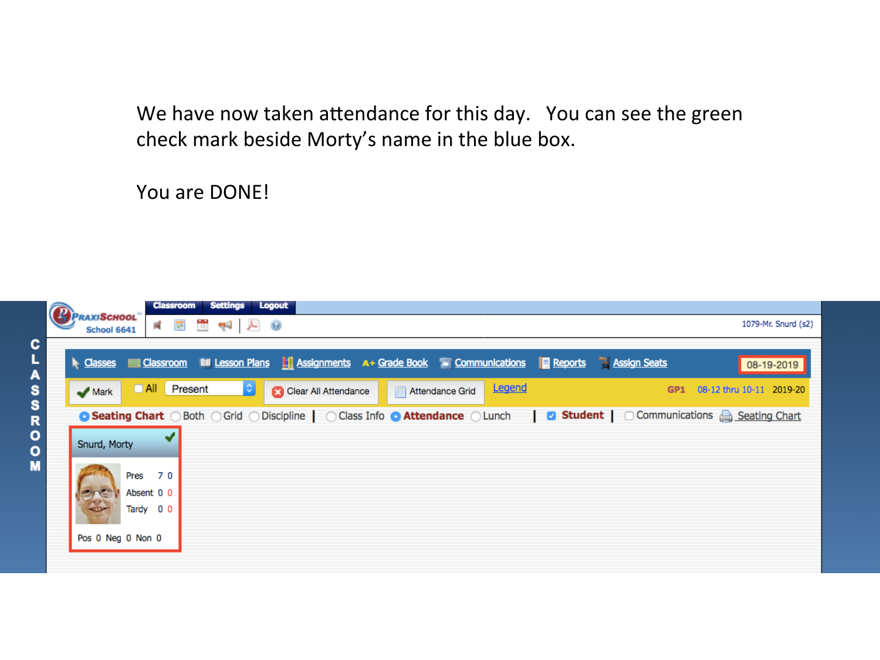We have now taken attendance for this day. You can see the green check mark beside Morty's name in the blue box.

You are DONE!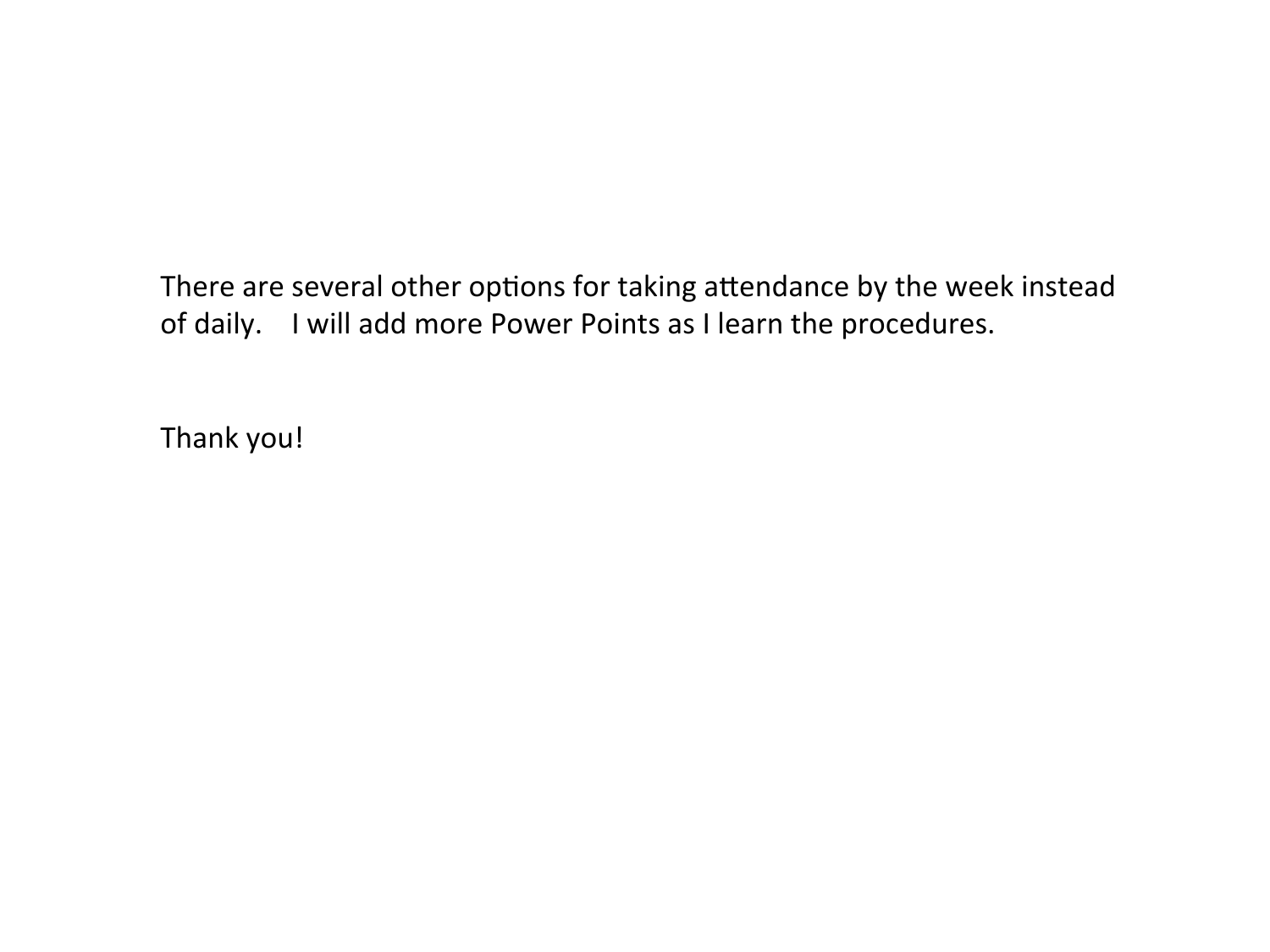There are several other options for taking attendance by the week instead of daily. I will add more Power Points as I learn the procedures.

Thank you!